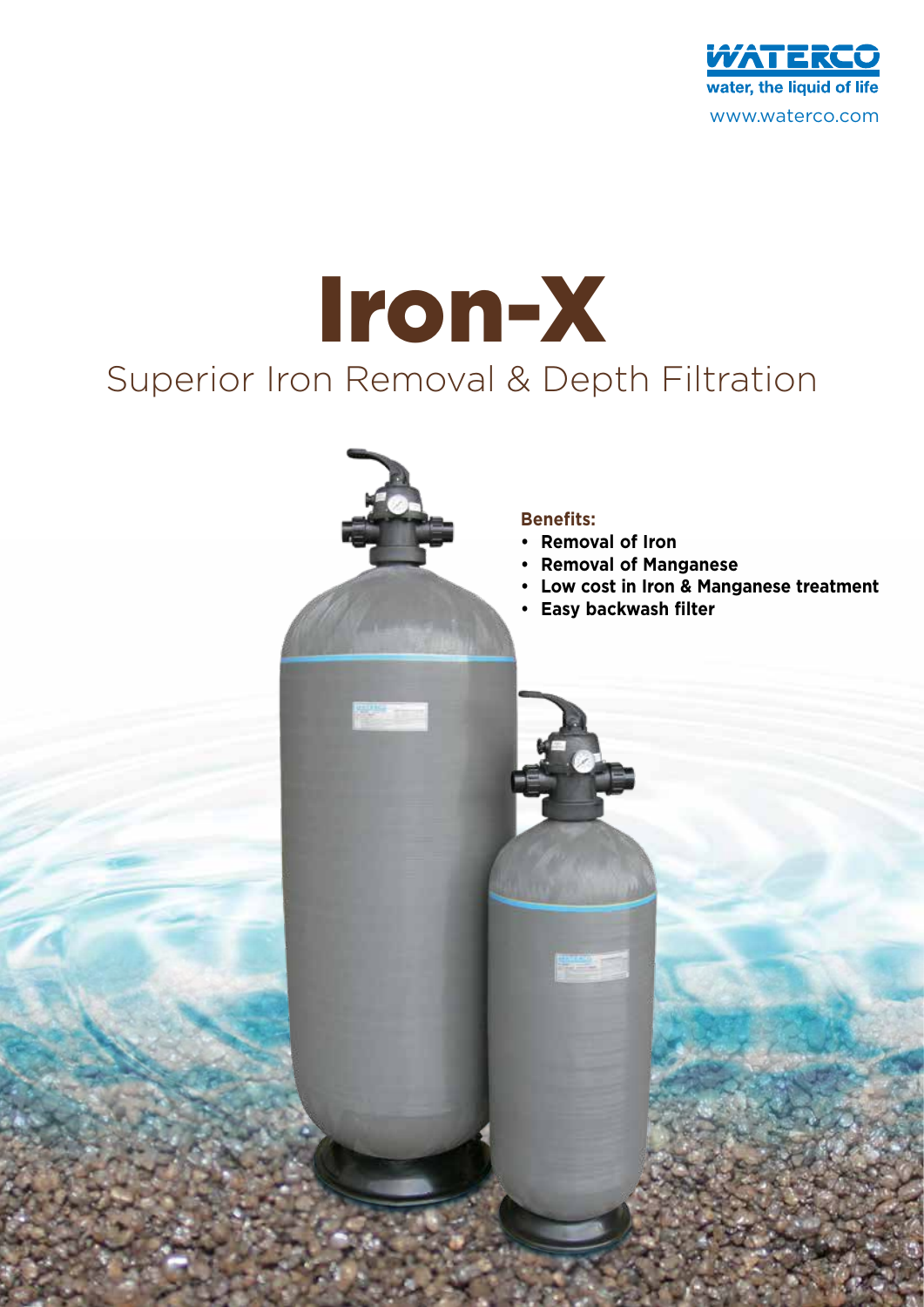WATERCO

water, the liquid of life

www.waterco.com

# Iron-X

## Superior Iron Removal & Depth Filtration

**Benefits:**

- **Removal of Iron**
- **Removal of Manganese**
- **Low cost in Iron & Manganese treatment**
- **Easy backwash filter**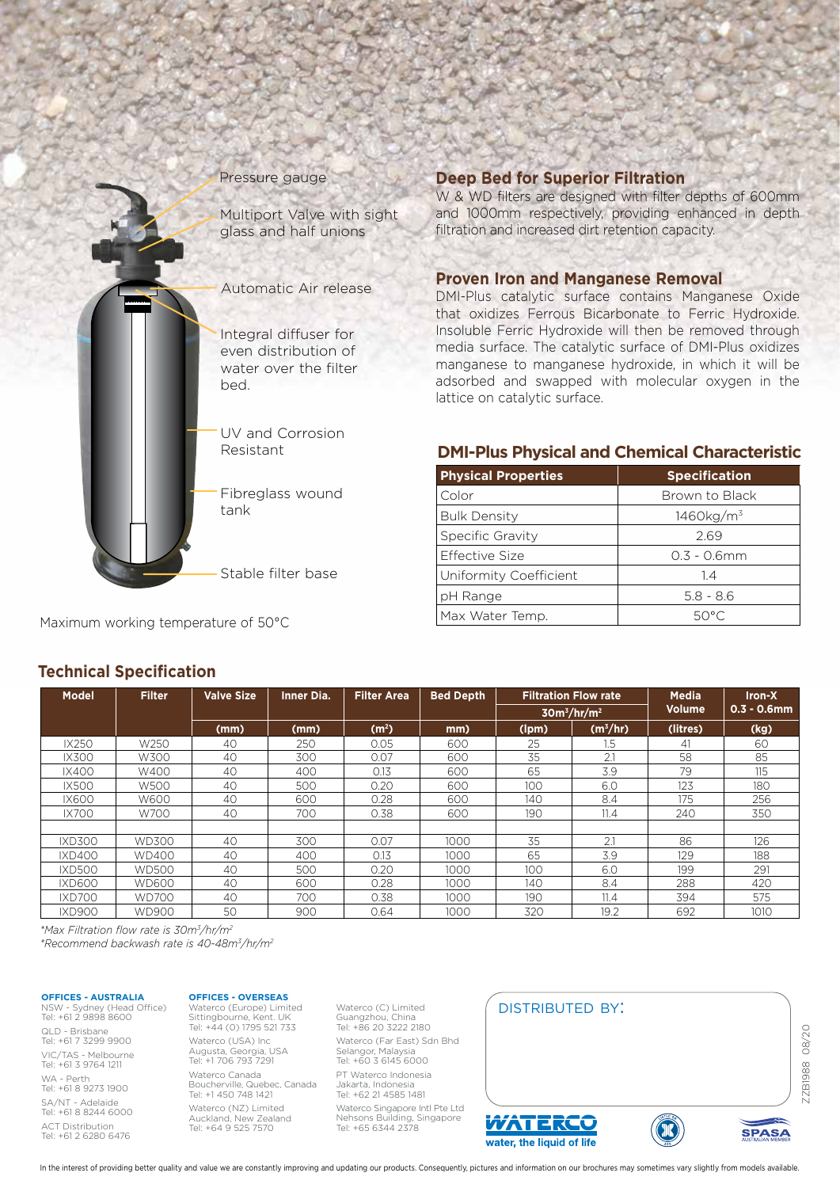Pressure gauge

Multiport Valve with sight glass and half unions

Automatic Air release

Integral diffuser for even distribution of water over the filter bed.

UV and Corrosion Resistant

Fibreglass wound tank

Stable filter base

Maximum working temperature of 50°C

## Deep Bed for Superior Filtration

W & WD filters are designed with filter depths of 600mm and 1000mm respectively, providing enhanced in depth filtration and increased dirt retention capacity.

## Proven Iron and Manganese Removal

DMI-Plus catalytic surface contains Manganese Oxide that oxidizes Ferrous Bicarbonate to Ferric Hydroxide. Insoluble Ferric Hydroxide will then be removed through media surface. The catalytic surface of DMI-Plus oxidizes manganese to manganese hydroxide, in which it will be adsorbed and swapped with molecular oxygen in the lattice on catalytic surface.

## DMI-Plus Physical and Chemical Characteristic

| Physical Properties | Specification |
|---|---|
| Color | Brown to Black |
| Bulk Density | 1460kg/m$^3$ |
| Specific Gravity | 2.69 |
| Effective Size | 0.3 - 0.6mm |
| Uniformity Coefficient | 1.4 |
| pH Range | 5.8 - 8.6 |
| Max Water Temp. | 50°C |

## Technical Specification

| Model | Filter | Valve Size | Inner Dia. | Filter Area | Bed Depth | Filtration Flow rate 30m$^3$/hr/m$^2$ | | Media Volume | Iron-X 0.3 - 0.6mm |
|---|---|---|---|---|---|---|---|---|---|
| | | (mm) | (mm) | (m$^2$) | mm) | (lpm) | (m$^3$/hr) | (litres) | (kg) |
| IX250 | W250 | 40 | 250 | 0.05 | 600 | 25 | 1.5 | 41 | 60 |
| IX300 | W300 | 40 | 300 | 0.07 | 600 | 35 | 2.1 | 58 | 85 |
| IX400 | W400 | 40 | 400 | 0.13 | 600 | 65 | 3.9 | 79 | 115 |
| IX500 | W500 | 40 | 500 | 0.20 | 600 | 100 | 6.0 | 123 | 180 |
| IX600 | W600 | 40 | 600 | 0.28 | 600 | 140 | 8.4 | 175 | 256 |
| IX700 | W700 | 40 | 700 | 0.38 | 600 | 190 | 11.4 | 240 | 350 |
| | | | | | | | | | |
| IXD300 | WD300 | 40 | 300 | 0.07 | 1000 | 35 | 2.1 | 86 | 126 |
| IXD400 | WD400 | 40 | 400 | 0.13 | 1000 | 65 | 3.9 | 129 | 188 |
| IXD500 | WD500 | 40 | 500 | 0.20 | 1000 | 100 | 6.0 | 199 | 291 |
| IXD600 | WD600 | 40 | 600 | 0.28 | 1000 | 140 | 8.4 | 288 | 420 |
| IXD700 | WD700 | 40 | 700 | 0.38 | 1000 | 190 | 11.4 | 394 | 575 |
| IXD900 | WD900 | 50 | 900 | 0.64 | 1000 | 320 | 19.2 | 692 | 1010 |

*\*Max Filtration flow rate is 30m$^3$/hr/m$^2$*
*\*Recommend backwash rate is 40-48m$^3$/hr/m$^2$*

**OFFICES - AUSTRALIA**
NSW - Sydney (Head Office)
Tel: +61 2 9898 8600
QLD - Brisbane
Tel: +61 7 3299 9900
VIC/TAS - Melbourne
Tel: +61 3 9764 1211
WA - Perth
Tel: +61 8 9273 1900
SA/NT - Adelaide
Tel: +61 8 8244 6000
ACT Distribution
Tel: +61 2 6280 6476

**OFFICES - OVERSEAS**
Waterco (Europe) Limited
Sittingbourne, Kent. UK
Tel: +44 (0) 1795 521 733
Waterco (USA) Inc
Augusta, Georgia, USA
Tel: +1 706 793 7291
Waterco Canada
Boucherville, Quebec, Canada
Tel: +1 450 748 1421
Waterco (NZ) Limited
Auckland, New Zealand
Tel: +64 9 525 7570

Waterco (C) Limited
Guangzhou, China
Tel: +86 20 3222 2180
Waterco (Far East) Sdn Bhd
Selangor, Malaysia
Tel: +60 3 6145 6000
PT Waterco Indonesia
Jakarta, Indonesia
Tel: +62 21 4585 1481
Waterco Singapore Intl Pte Ltd
Nehsons Building, Singapore
Tel: +65 6344 2378

DISTRIBUTED BY:

WATERCO
water, the liquid of life

SPASA AUSTRALIAN MEMBER

ZZB1988 08/20

In the interest of providing better quality and value we are constantly improving and updating our products. Consequently, pictures and information on our brochures may sometimes vary slightly from models available.